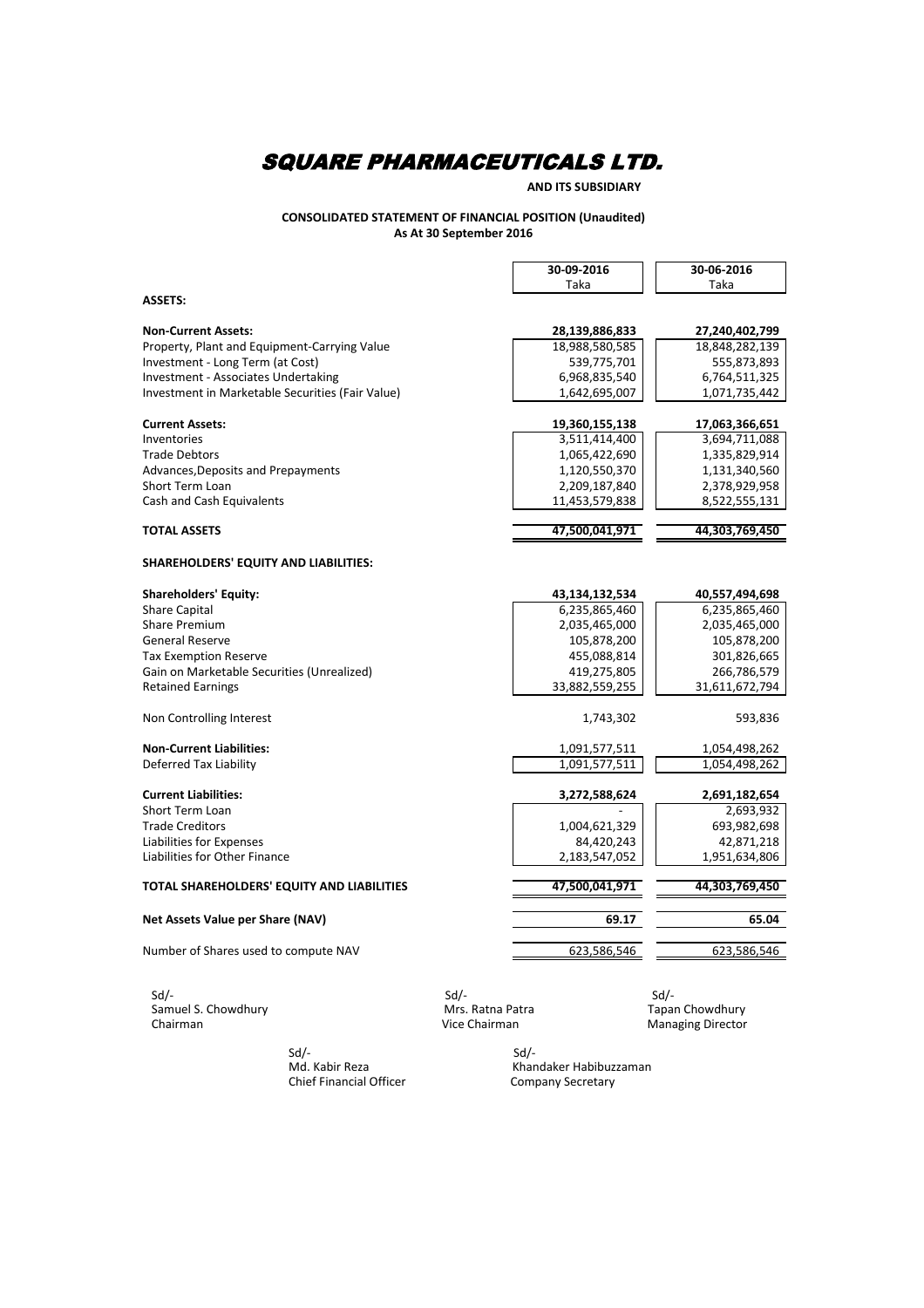# SQUARE PHARMACEUTICALS LTD.

**AND ITS SUBSIDIARY**

**CONSOLIDATED STATEMENT OF FINANCIAL POSITION (Unaudited)**
**As At 30 September 2016**

| | 30-09-2016 Taka | 30-06-2016 Taka |
|---|---|---|
| **ASSETS:** | | |
| **Non-Current Assets:** | **28,139,886,833** | **27,240,402,799** |
| Property, Plant and Equipment-Carrying Value | 18,988,580,585 | 18,848,282,139 |
| Investment - Long Term (at Cost) | 539,775,701 | 555,873,893 |
| Investment - Associates Undertaking | 6,968,835,540 | 6,764,511,325 |
| Investment in Marketable Securities (Fair Value) | 1,642,695,007 | 1,071,735,442 |
| **Current Assets:** | **19,360,155,138** | **17,063,366,651** |
| Inventories | 3,511,414,400 | 3,694,711,088 |
| Trade Debtors | 1,065,422,690 | 1,335,829,914 |
| Advances,Deposits and Prepayments | 1,120,550,370 | 1,131,340,560 |
| Short Term Loan | 2,209,187,840 | 2,378,929,958 |
| Cash and Cash Equivalents | 11,453,579,838 | 8,522,555,131 |
| **TOTAL ASSETS** | **47,500,041,971** | **44,303,769,450** |
| **SHAREHOLDERS' EQUITY AND LIABILITIES:** | | |
| **Shareholders' Equity:** | **43,134,132,534** | **40,557,494,698** |
| Share Capital | 6,235,865,460 | 6,235,865,460 |
| Share Premium | 2,035,465,000 | 2,035,465,000 |
| General Reserve | 105,878,200 | 105,878,200 |
| Tax Exemption Reserve | 455,088,814 | 301,826,665 |
| Gain on Marketable Securities (Unrealized) | 419,275,805 | 266,786,579 |
| Retained Earnings | 33,882,559,255 | 31,611,672,794 |
| Non Controlling Interest | 1,743,302 | 593,836 |
| **Non-Current Liabilities:** | 1,091,577,511 | 1,054,498,262 |
| Deferred Tax Liability | 1,091,577,511 | 1,054,498,262 |
| **Current Liabilities:** | **3,272,588,624** | **2,691,182,654** |
| Short Term Loan | - | 2,693,932 |
| Trade Creditors | 1,004,621,329 | 693,982,698 |
| Liabilities for Expenses | 84,420,243 | 42,871,218 |
| Liabilities for Other Finance | 2,183,547,052 | 1,951,634,806 |
| **TOTAL SHAREHOLDERS' EQUITY AND LIABILITIES** | **47,500,041,971** | **44,303,769,450** |
| **Net Assets Value per Share (NAV)** | **69.17** | **65.04** |
| Number of Shares used to compute NAV | 623,586,546 | 623,586,546 |

Sd/-
Samuel S. Chowdhury
Chairman

Sd/-
Mrs. Ratna Patra
Vice Chairman

Sd/-
Tapan Chowdhury
Managing Director

Sd/-
Md. Kabir Reza
Chief Financial Officer

Sd/-
Khandaker Habibuzzaman
Company Secretary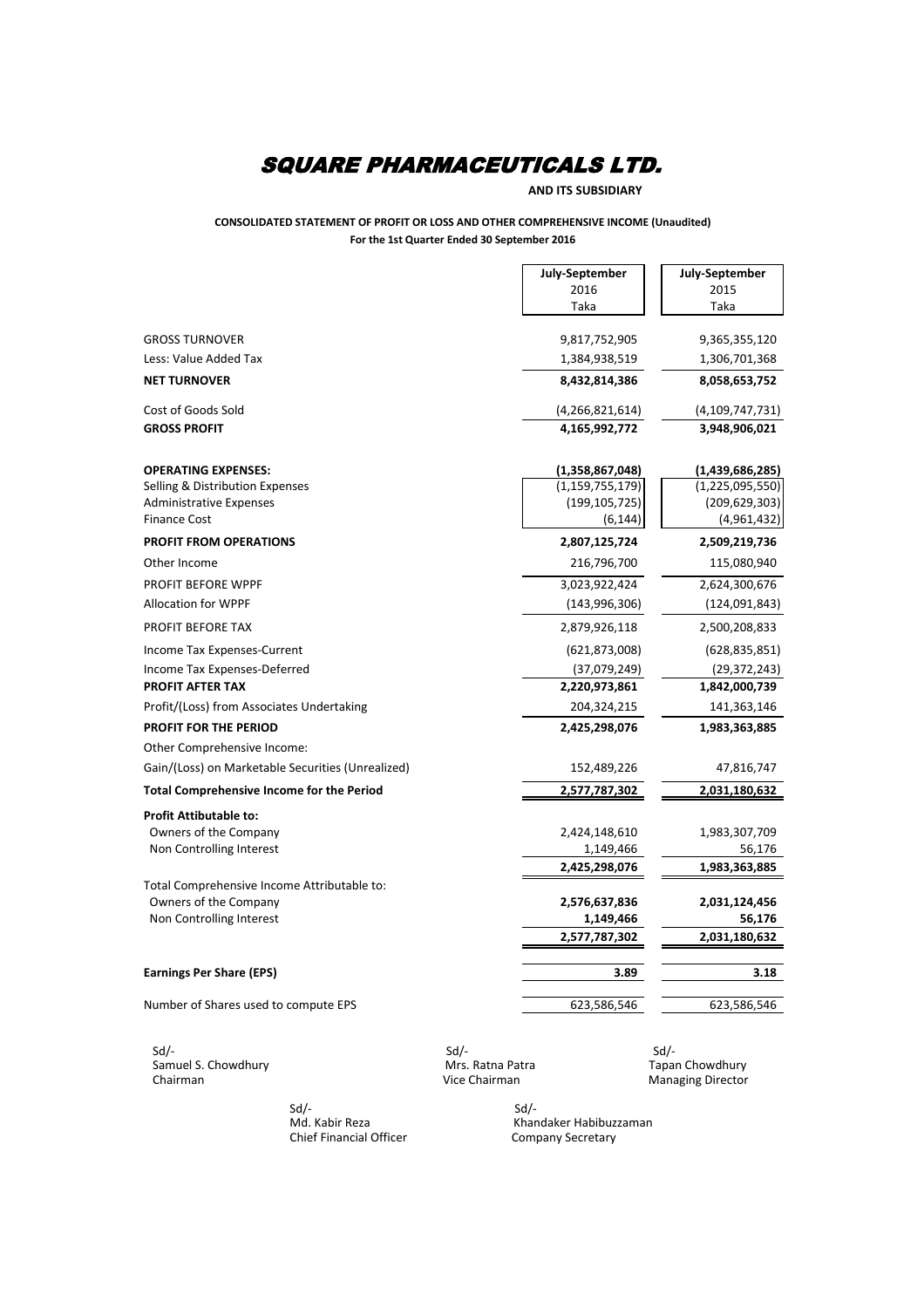# SQUARE PHARMACEUTICALS LTD.

**AND ITS SUBSIDIARY**

**CONSOLIDATED STATEMENT OF PROFIT OR LOSS AND OTHER COMPREHENSIVE INCOME (Unaudited)**
**For the 1st Quarter Ended 30 September 2016**

| | July-September 2016 Taka | July-September 2015 Taka |
|---|---|---|
| GROSS TURNOVER | 9,817,752,905 | 9,365,355,120 |
| Less: Value Added Tax | 1,384,938,519 | 1,306,701,368 |
| **NET TURNOVER** | **8,432,814,386** | **8,058,653,752** |
| Cost of Goods Sold | (4,266,821,614) | (4,109,747,731) |
| **GROSS PROFIT** | **4,165,992,772** | **3,948,906,021** |
| **OPERATING EXPENSES:** | **(1,358,867,048)** | **(1,439,686,285)** |
| Selling & Distribution Expenses | (1,159,755,179) | (1,225,095,550) |
| Administrative Expenses | (199,105,725) | (209,629,303) |
| Finance Cost | (6,144) | (4,961,432) |
| **PROFIT FROM OPERATIONS** | **2,807,125,724** | **2,509,219,736** |
| Other Income | 216,796,700 | 115,080,940 |
| PROFIT BEFORE WPPF | 3,023,922,424 | 2,624,300,676 |
| Allocation for WPPF | (143,996,306) | (124,091,843) |
| PROFIT BEFORE TAX | 2,879,926,118 | 2,500,208,833 |
| Income Tax Expenses-Current | (621,873,008) | (628,835,851) |
| Income Tax Expenses-Deferred | (37,079,249) | (29,372,243) |
| **PROFIT AFTER TAX** | **2,220,973,861** | **1,842,000,739** |
| Profit/(Loss) from Associates Undertaking | 204,324,215 | 141,363,146 |
| **PROFIT FOR THE PERIOD** | **2,425,298,076** | **1,983,363,885** |
| Other Comprehensive Income: | | |
| Gain/(Loss) on Marketable Securities (Unrealized) | 152,489,226 | 47,816,747 |
| **Total Comprehensive Income for the Period** | **2,577,787,302** | **2,031,180,632** |
| **Profit Attibutable to:** | | |
| Owners of the Company | 2,424,148,610 | 1,983,307,709 |
| Non Controlling Interest | 1,149,466 | 56,176 |
| | **2,425,298,076** | **1,983,363,885** |
| Total Comprehensive Income Attributable to: | | |
| Owners of the Company | **2,576,637,836** | **2,031,124,456** |
| Non Controlling Interest | **1,149,466** | **56,176** |
| | **2,577,787,302** | **2,031,180,632** |
| **Earnings Per Share (EPS)** | **3.89** | **3.18** |
| Number of Shares used to compute EPS | 623,586,546 | 623,586,546 |

Sd/-
Samuel S. Chowdhury
Chairman

Sd/-
Mrs. Ratna Patra
Vice Chairman

Sd/-
Tapan Chowdhury
Managing Director

Sd/-
Md. Kabir Reza
Chief Financial Officer

Sd/-
Khandaker Habibuzzaman
Company Secretary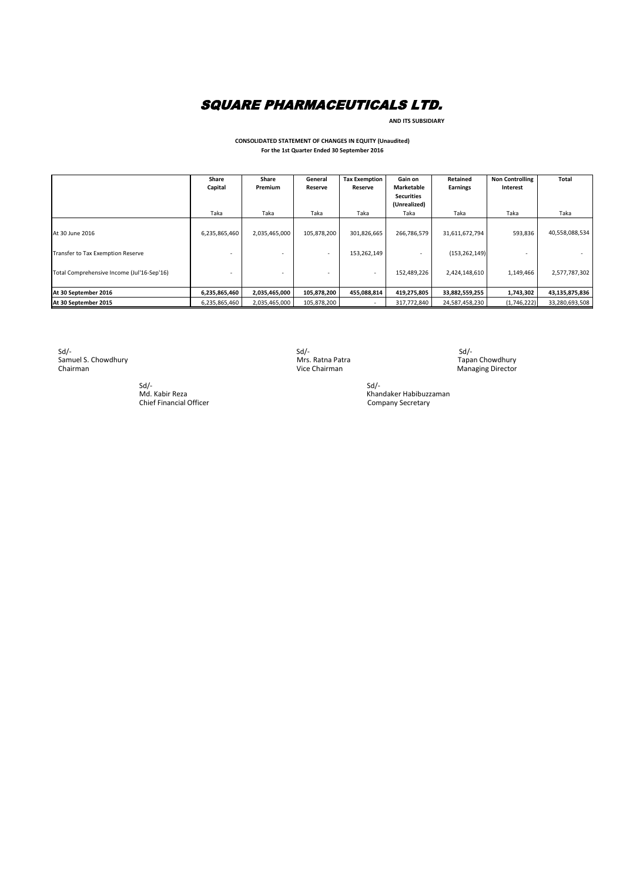# SQUARE PHARMACEUTICALS LTD.

**AND ITS SUBSIDIARY**

**CONSOLIDATED STATEMENT OF CHANGES IN EQUITY (Unaudited)**
**For the 1st Quarter Ended 30 September 2016**

| | Share Capital | Share Premium | General Reserve | Tax Exemption Reserve | Gain on Marketable Securities (Unrealized) | Retained Earnings | Non Controlling Interest | Total |
|---|---|---|---|---|---|---|---|---|
| | Taka | Taka | Taka | Taka | Taka | Taka | Taka | Taka |
| At 30 June 2016 | 6,235,865,460 | 2,035,465,000 | 105,878,200 | 301,826,665 | 266,786,579 | 31,611,672,794 | 593,836 | 40,558,088,534 |
| Transfer to Tax Exemption Reserve | - | - | - | 153,262,149 | - | (153,262,149) | - | - |
| Total Comprehensive Income (Jul'16-Sep'16) | - | - | - | - | 152,489,226 | 2,424,148,610 | 1,149,466 | 2,577,787,302 |
| **At 30 September 2016** | **6,235,865,460** | **2,035,465,000** | **105,878,200** | **455,088,814** | **419,275,805** | **33,882,559,255** | **1,743,302** | **43,135,875,836** |
| **At 30 September 2015** | 6,235,865,460 | 2,035,465,000 | 105,878,200 | - | 317,772,840 | 24,587,458,230 | (1,746,222) | 33,280,693,508 |

Sd/-
Samuel S. Chowdhury
Chairman

Sd/-
Mrs. Ratna Patra
Vice Chairman

Sd/-
Tapan Chowdhury
Managing Director

Sd/-
Md. Kabir Reza
Chief Financial Officer

Sd/-
Khandaker Habibuzzaman
Company Secretary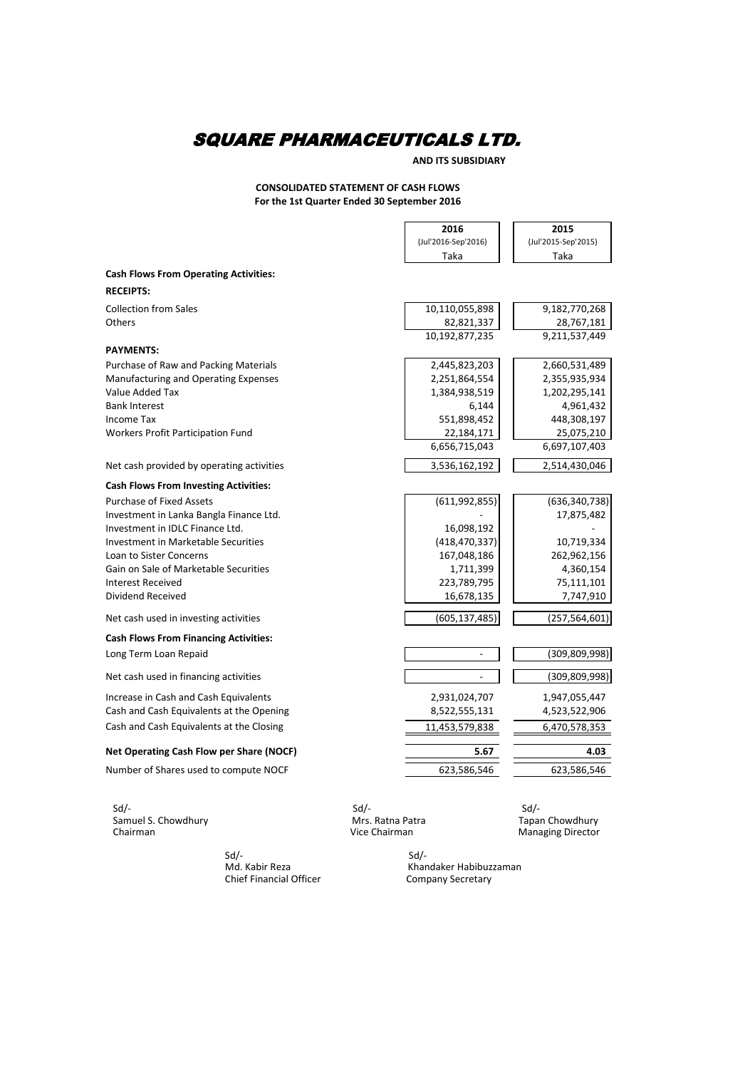# SQUARE PHARMACEUTICALS LTD.

**AND ITS SUBSIDIARY**

**CONSOLIDATED STATEMENT OF CASH FLOWS**
**For the 1st Quarter Ended 30 September 2016**

| | 2016 (Jul'2016-Sep'2016) Taka | 2015 (Jul'2015-Sep'2015) Taka |
|---|---|---|
| **Cash Flows From Operating Activities:** | | |
| **RECEIPTS:** | | |
| Collection from Sales | 10,110,055,898 | 9,182,770,268 |
| Others | 82,821,337 | 28,767,181 |
| | 10,192,877,235 | 9,211,537,449 |
| **PAYMENTS:** | | |
| Purchase of Raw and Packing Materials | 2,445,823,203 | 2,660,531,489 |
| Manufacturing and Operating Expenses | 2,251,864,554 | 2,355,935,934 |
| Value Added Tax | 1,384,938,519 | 1,202,295,141 |
| Bank Interest | 6,144 | 4,961,432 |
| Income Tax | 551,898,452 | 448,308,197 |
| Workers Profit Participation Fund | 22,184,171 | 25,075,210 |
| | 6,656,715,043 | 6,697,107,403 |
| Net cash provided by operating activities | 3,536,162,192 | 2,514,430,046 |
| **Cash Flows From Investing Activities:** | | |
| Purchase of Fixed Assets | (611,992,855) | (636,340,738) |
| Investment in Lanka Bangla Finance Ltd. | - | 17,875,482 |
| Investment in IDLC Finance Ltd. | 16,098,192 | - |
| Investment in Marketable Securities | (418,470,337) | 10,719,334 |
| Loan to Sister Concerns | 167,048,186 | 262,962,156 |
| Gain on Sale of Marketable Securities | 1,711,399 | 4,360,154 |
| Interest Received | 223,789,795 | 75,111,101 |
| Dividend Received | 16,678,135 | 7,747,910 |
| Net cash used in investing activities | (605,137,485) | (257,564,601) |
| **Cash Flows From Financing Activities:** | | |
| Long Term Loan Repaid | - | (309,809,998) |
| Net cash used in financing activities | - | (309,809,998) |
| Increase in Cash and Cash Equivalents | 2,931,024,707 | 1,947,055,447 |
| Cash and Cash Equivalents at the Opening | 8,522,555,131 | 4,523,522,906 |
| Cash and Cash Equivalents at the Closing | 11,453,579,838 | 6,470,578,353 |
| **Net Operating Cash Flow per Share (NOCF)** | **5.67** | **4.03** |
| Number of Shares used to compute NOCF | 623,586,546 | 623,586,546 |

Sd/-
Samuel S. Chowdhury
Chairman

Sd/-
Mrs. Ratna Patra
Vice Chairman

Sd/-
Tapan Chowdhury
Managing Director

Sd/-
Md. Kabir Reza
Chief Financial Officer

Sd/-
Khandaker Habibuzzaman
Company Secretary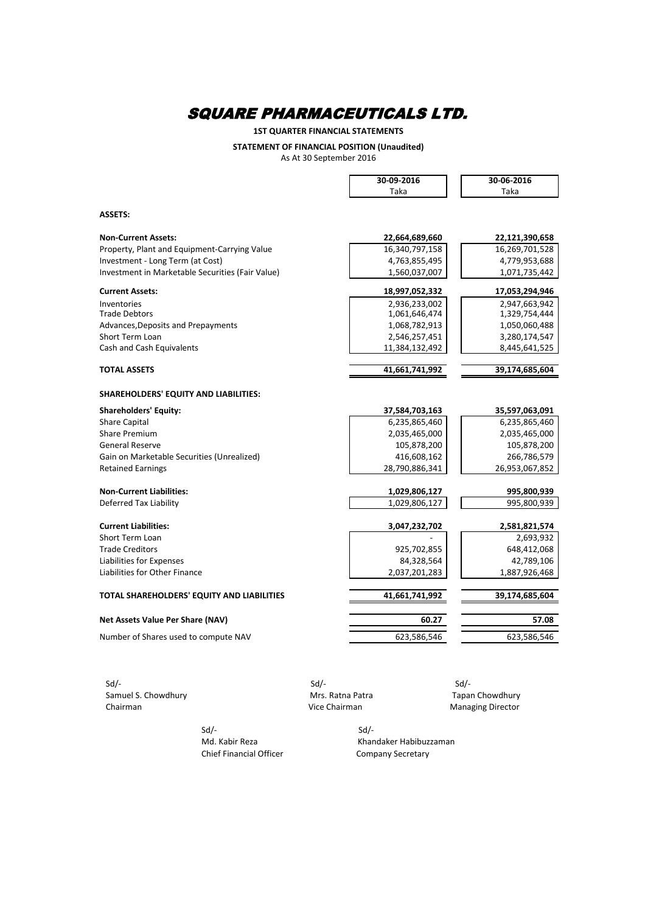# SQUARE PHARMACEUTICALS LTD.

**1ST QUARTER FINANCIAL STATEMENTS**

**STATEMENT OF FINANCIAL POSITION (Unaudited)**

As At 30 September 2016

| | 30-09-2016 | 30-06-2016 |
|---|---|---|
| | Taka | Taka |
| **ASSETS:** | | |
| **Non-Current Assets:** | **22,664,689,660** | **22,121,390,658** |
| Property, Plant and Equipment-Carrying Value | 16,340,797,158 | 16,269,701,528 |
| Investment - Long Term (at Cost) | 4,763,855,495 | 4,779,953,688 |
| Investment in Marketable Securities (Fair Value) | 1,560,037,007 | 1,071,735,442 |
| **Current Assets:** | **18,997,052,332** | **17,053,294,946** |
| Inventories | 2,936,233,002 | 2,947,663,942 |
| Trade Debtors | 1,061,646,474 | 1,329,754,444 |
| Advances,Deposits and Prepayments | 1,068,782,913 | 1,050,060,488 |
| Short Term Loan | 2,546,257,451 | 3,280,174,547 |
| Cash and Cash Equivalents | 11,384,132,492 | 8,445,641,525 |
| **TOTAL ASSETS** | **41,661,741,992** | **39,174,685,604** |
| **SHAREHOLDERS' EQUITY AND LIABILITIES:** | | |
| **Shareholders' Equity:** | **37,584,703,163** | **35,597,063,091** |
| Share Capital | 6,235,865,460 | 6,235,865,460 |
| Share Premium | 2,035,465,000 | 2,035,465,000 |
| General Reserve | 105,878,200 | 105,878,200 |
| Gain on Marketable Securities (Unrealized) | 416,608,162 | 266,786,579 |
| Retained Earnings | 28,790,886,341 | 26,953,067,852 |
| **Non-Current Liabilities:** | **1,029,806,127** | **995,800,939** |
| Deferred Tax Liability | 1,029,806,127 | 995,800,939 |
| **Current Liabilities:** | **3,047,232,702** | **2,581,821,574** |
| Short Term Loan | - | 2,693,932 |
| Trade Creditors | 925,702,855 | 648,412,068 |
| Liabilities for Expenses | 84,328,564 | 42,789,106 |
| Liabilities for Other Finance | 2,037,201,283 | 1,887,926,468 |
| **TOTAL SHAREHOLDERS' EQUITY AND LIABILITIES** | **41,661,741,992** | **39,174,685,604** |
| **Net Assets Value Per Share (NAV)** | **60.27** | **57.08** |
| Number of Shares used to compute NAV | 623,586,546 | 623,586,546 |

Sd/-
Samuel S. Chowdhury
Chairman

Sd/-
Mrs. Ratna Patra
Vice Chairman

Sd/-
Tapan Chowdhury
Managing Director

Sd/-
Md. Kabir Reza
Chief Financial Officer

Sd/-
Khandaker Habibuzzaman
Company Secretary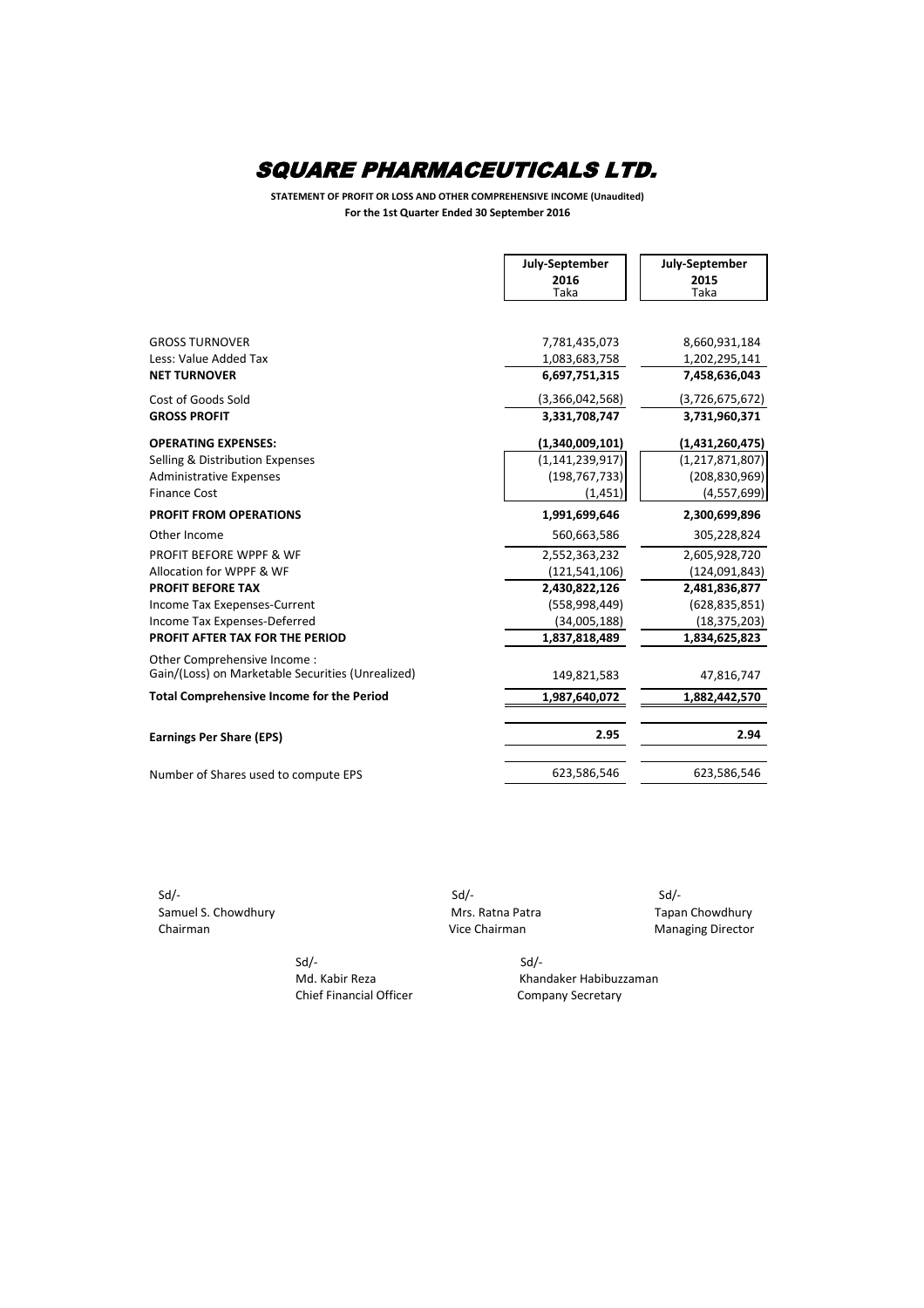# SQUARE PHARMACEUTICALS LTD.

**STATEMENT OF PROFIT OR LOSS AND OTHER COMPREHENSIVE INCOME (Unaudited)**
**For the 1st Quarter Ended 30 September 2016**

| | July-September 2016 Taka | July-September 2015 Taka |
|---|---|---|
| GROSS TURNOVER | 7,781,435,073 | 8,660,931,184 |
| Less: Value Added Tax | 1,083,683,758 | 1,202,295,141 |
| **NET TURNOVER** | **6,697,751,315** | **7,458,636,043** |
| Cost of Goods Sold | (3,366,042,568) | (3,726,675,672) |
| **GROSS PROFIT** | **3,331,708,747** | **3,731,960,371** |
| **OPERATING EXPENSES:** | **(1,340,009,101)** | **(1,431,260,475)** |
| Selling & Distribution Expenses | (1,141,239,917) | (1,217,871,807) |
| Administrative Expenses | (198,767,733) | (208,830,969) |
| Finance Cost | (1,451) | (4,557,699) |
| **PROFIT FROM OPERATIONS** | **1,991,699,646** | **2,300,699,896** |
| Other Income | 560,663,586 | 305,228,824 |
| PROFIT BEFORE WPPF & WF | 2,552,363,232 | 2,605,928,720 |
| Allocation for WPPF & WF | (121,541,106) | (124,091,843) |
| **PROFIT BEFORE TAX** | **2,430,822,126** | **2,481,836,877** |
| Income Tax Exepenses-Current | (558,998,449) | (628,835,851) |
| Income Tax Exepenses-Deferred | (34,005,188) | (18,375,203) |
| **PROFIT AFTER TAX FOR THE PERIOD** | **1,837,818,489** | **1,834,625,823** |
| Other Comprehensive Income : | | |
| Gain/(Loss) on Marketable Securities (Unrealized) | 149,821,583 | 47,816,747 |
| **Total Comprehensive Income for the Period** | **1,987,640,072** | **1,882,442,570** |
| **Earnings Per Share (EPS)** | **2.95** | **2.94** |
| Number of Shares used to compute EPS | 623,586,546 | 623,586,546 |

Sd/-
Samuel S. Chowdhury
Chairman

Sd/-
Mrs. Ratna Patra
Vice Chairman

Sd/-
Tapan Chowdhury
Managing Director

Sd/-
Md. Kabir Reza
Chief Financial Officer

Sd/-
Khandaker Habibuzzaman
Company Secretary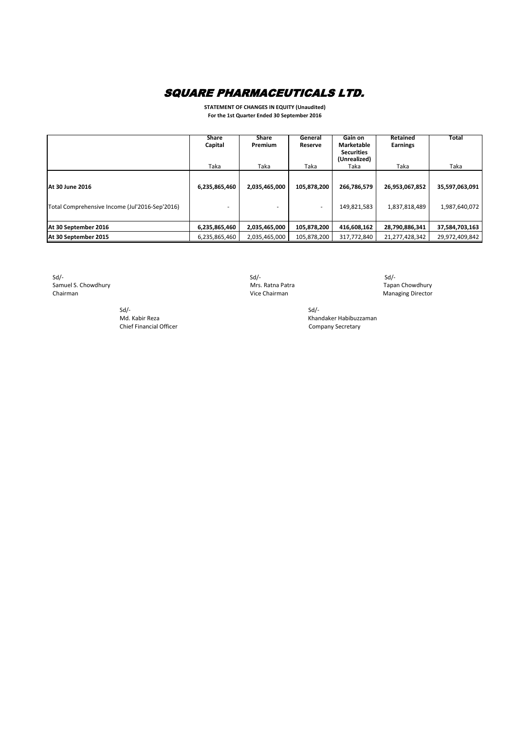# SQUARE PHARMACEUTICALS LTD.

**STATEMENT OF CHANGES IN EQUITY (Unaudited)**
**For the 1st Quarter Ended 30 September 2016**

| | Share Capital | Share Premium | General Reserve | Gain on Marketable Securities (Unrealized) | Retained Earnings | Total |
|---|---|---|---|---|---|---|
| | Taka | Taka | Taka | Taka | Taka | Taka |
| **At 30 June 2016** | **6,235,865,460** | **2,035,465,000** | **105,878,200** | **266,786,579** | **26,953,067,852** | **35,597,063,091** |
| Total Comprehensive Income (Jul'2016-Sep'2016) | - | - | - | 149,821,583 | 1,837,818,489 | 1,987,640,072 |
| **At 30 September 2016** | **6,235,865,460** | **2,035,465,000** | **105,878,200** | **416,608,162** | **28,790,886,341** | **37,584,703,163** |
| **At 30 September 2015** | 6,235,865,460 | 2,035,465,000 | 105,878,200 | 317,772,840 | 21,277,428,342 | 29,972,409,842 |

Sd/-
Samuel S. Chowdhury
Chairman

Sd/-
Mrs. Ratna Patra
Vice Chairman

Sd/-
Tapan Chowdhury
Managing Director

Sd/-
Md. Kabir Reza
Chief Financial Officer

Sd/-
Khandaker Habibuzzaman
Company Secretary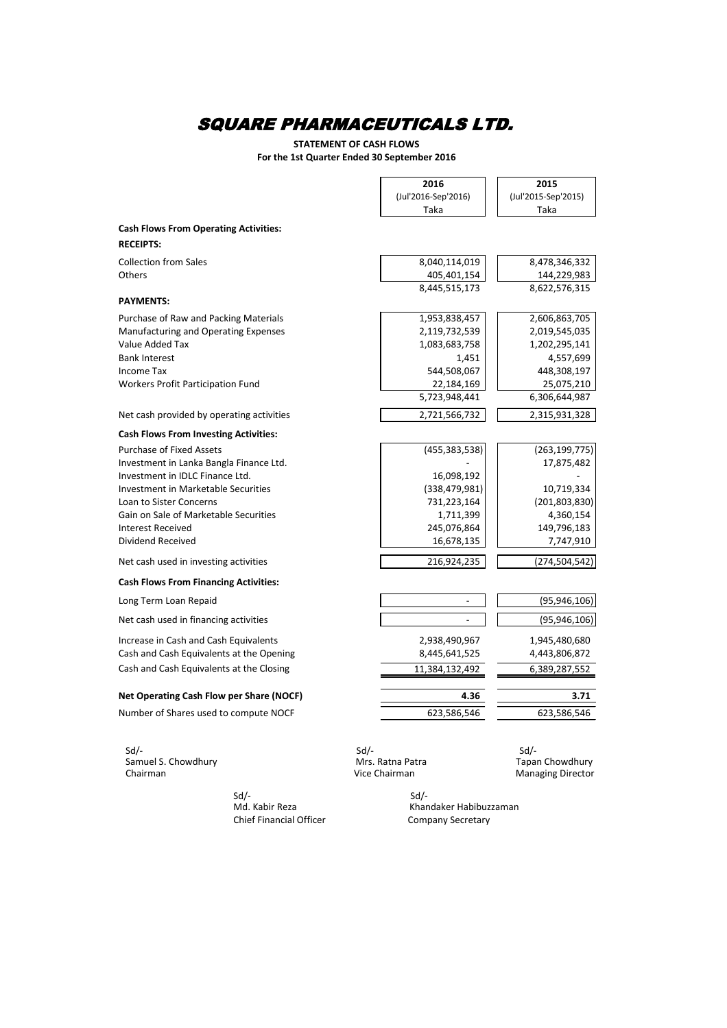# SQUARE PHARMACEUTICALS LTD.

**STATEMENT OF CASH FLOWS**
**For the 1st Quarter Ended 30 September 2016**

| | 2016 (Jul'2016-Sep'2016) Taka | 2015 (Jul'2015-Sep'2015) Taka |
|---|---|---|
| **Cash Flows From Operating Activities:** | | |
| **RECEIPTS:** | | |
| Collection from Sales | 8,040,114,019 | 8,478,346,332 |
| Others | 405,401,154 | 144,229,983 |
| | 8,445,515,173 | 8,622,576,315 |
| **PAYMENTS:** | | |
| Purchase of Raw and Packing Materials | 1,953,838,457 | 2,606,863,705 |
| Manufacturing and Operating Expenses | 2,119,732,539 | 2,019,545,035 |
| Value Added Tax | 1,083,683,758 | 1,202,295,141 |
| Bank Interest | 1,451 | 4,557,699 |
| Income Tax | 544,508,067 | 448,308,197 |
| Workers Profit Participation Fund | 22,184,169 | 25,075,210 |
| | 5,723,948,441 | 6,306,644,987 |
| Net cash provided by operating activities | 2,721,566,732 | 2,315,931,328 |
| **Cash Flows From Investing Activities:** | | |
| Purchase of Fixed Assets | (455,383,538) | (263,199,775) |
| Investment in Lanka Bangla Finance Ltd. | - | 17,875,482 |
| Investment in IDLC Finance Ltd. | 16,098,192 | - |
| Investment in Marketable Securities | (338,479,981) | 10,719,334 |
| Loan to Sister Concerns | 731,223,164 | (201,803,830) |
| Gain on Sale of Marketable Securities | 1,711,399 | 4,360,154 |
| Interest Received | 245,076,864 | 149,796,183 |
| Dividend Received | 16,678,135 | 7,747,910 |
| Net cash used in investing activities | 216,924,235 | (274,504,542) |
| **Cash Flows From Financing Activities:** | | |
| Long Term Loan Repaid | - | (95,946,106) |
| Net cash used in financing activities | - | (95,946,106) |
| Increase in Cash and Cash Equivalents | 2,938,490,967 | 1,945,480,680 |
| Cash and Cash Equivalents at the Opening | 8,445,641,525 | 4,443,806,872 |
| Cash and Cash Equivalents at the Closing | 11,384,132,492 | 6,389,287,552 |
| **Net Operating Cash Flow per Share (NOCF)** | **4.36** | **3.71** |
| Number of Shares used to compute NOCF | 623,586,546 | 623,586,546 |

Sd/-
Samuel S. Chowdhury
Chairman

Sd/-
Mrs. Ratna Patra
Vice Chairman

Sd/-
Tapan Chowdhury
Managing Director

Sd/-
Md. Kabir Reza
Chief Financial Officer

Sd/-
Khandaker Habibuzzaman
Company Secretary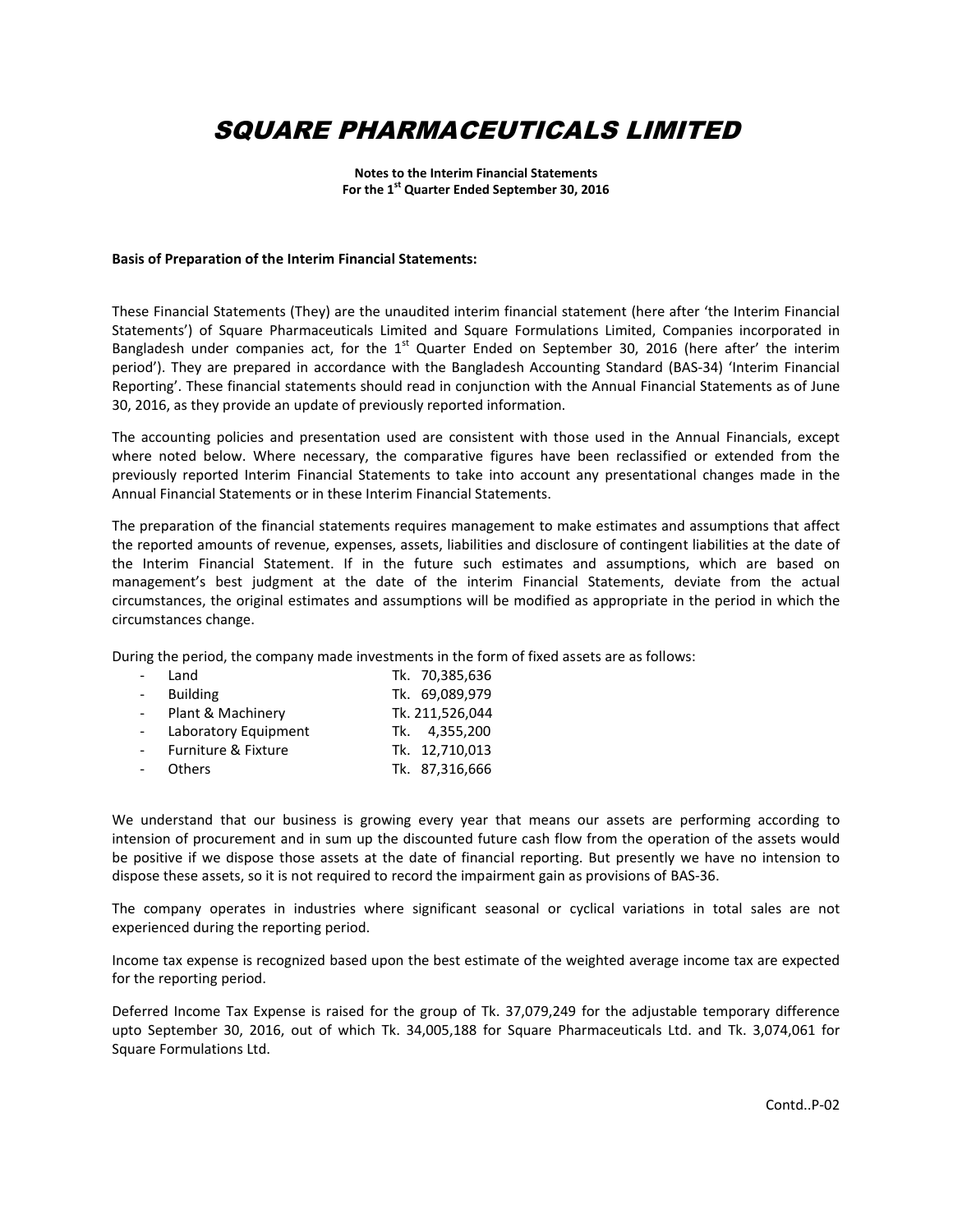# SQUARE PHARMACEUTICALS LIMITED

**Notes to the Interim Financial Statements**
**For the 1st Quarter Ended September 30, 2016**

**Basis of Preparation of the Interim Financial Statements:**

These Financial Statements (They) are the unaudited interim financial statement (here after 'the Interim Financial Statements') of Square Pharmaceuticals Limited and Square Formulations Limited, Companies incorporated in Bangladesh under companies act, for the 1st Quarter Ended on September 30, 2016 (here after' the interim period'). They are prepared in accordance with the Bangladesh Accounting Standard (BAS-34) 'Interim Financial Reporting'. These financial statements should read in conjunction with the Annual Financial Statements as of June 30, 2016, as they provide an update of previously reported information.

The accounting policies and presentation used are consistent with those used in the Annual Financials, except where noted below. Where necessary, the comparative figures have been reclassified or extended from the previously reported Interim Financial Statements to take into account any presentational changes made in the Annual Financial Statements or in these Interim Financial Statements.

The preparation of the financial statements requires management to make estimates and assumptions that affect the reported amounts of revenue, expenses, assets, liabilities and disclosure of contingent liabilities at the date of the Interim Financial Statement. If in the future such estimates and assumptions, which are based on management's best judgment at the date of the interim Financial Statements, deviate from the actual circumstances, the original estimates and assumptions will be modified as appropriate in the period in which the circumstances change.

During the period, the company made investments in the form of fixed assets are as follows:

- Land Tk. 70,385,636
- Building Tk. 69,089,979
- Plant & Machinery Tk. 211,526,044
- Laboratory Equipment Tk. 4,355,200
- Furniture & Fixture Tk. 12,710,013
- Others Tk. 87,316,666

We understand that our business is growing every year that means our assets are performing according to intension of procurement and in sum up the discounted future cash flow from the operation of the assets would be positive if we dispose those assets at the date of financial reporting. But presently we have no intension to dispose these assets, so it is not required to record the impairment gain as provisions of BAS-36.

The company operates in industries where significant seasonal or cyclical variations in total sales are not experienced during the reporting period.

Income tax expense is recognized based upon the best estimate of the weighted average income tax are expected for the reporting period.

Deferred Income Tax Expense is raised for the group of Tk. 37,079,249 for the adjustable temporary difference upto September 30, 2016, out of which Tk. 34,005,188 for Square Pharmaceuticals Ltd. and Tk. 3,074,061 for Square Formulations Ltd.

Contd..P-02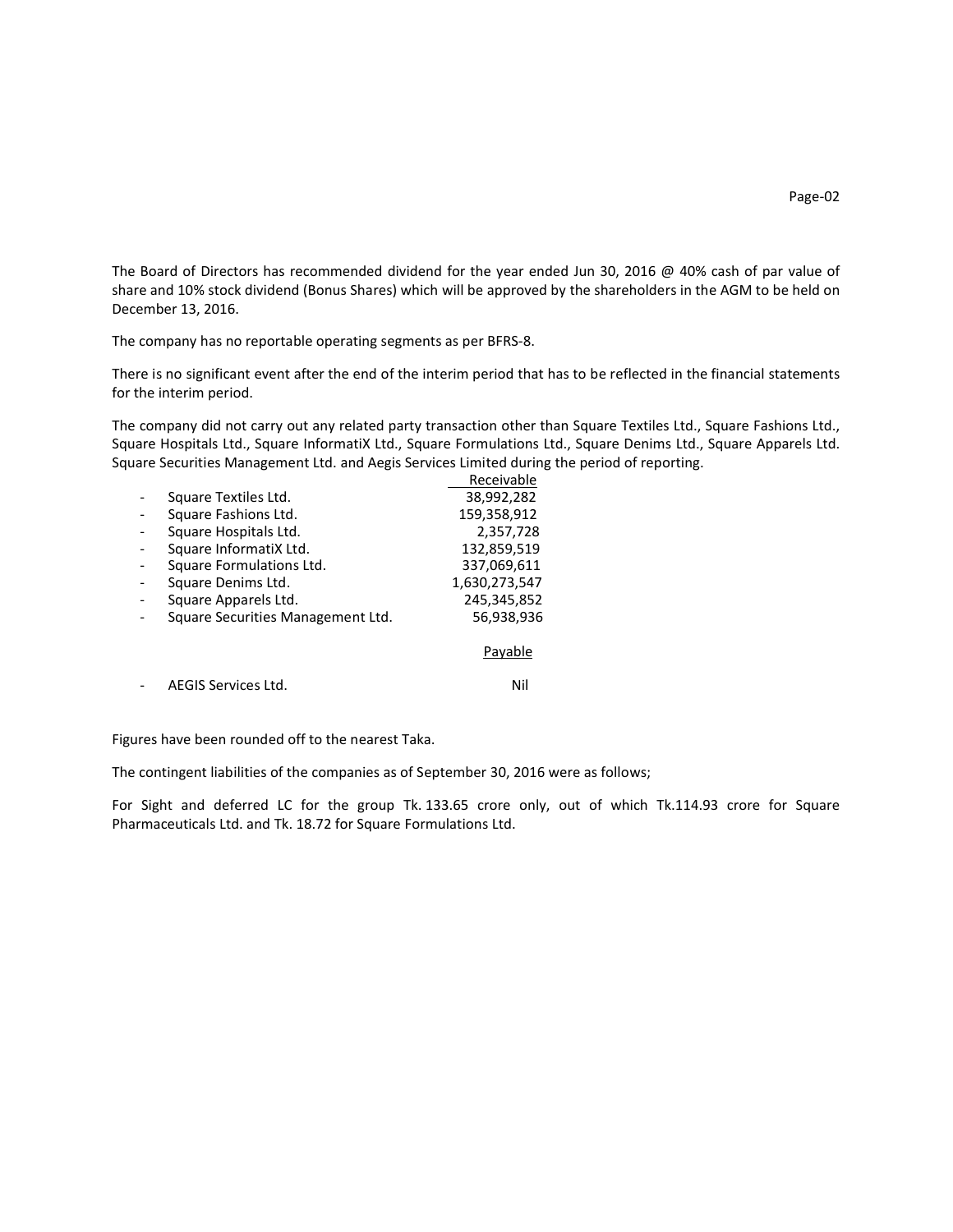The Board of Directors has recommended dividend for the year ended Jun 30, 2016 @ 40% cash of par value of share and 10% stock dividend (Bonus Shares) which will be approved by the shareholders in the AGM to be held on December 13, 2016.

The company has no reportable operating segments as per BFRS-8.

There is no significant event after the end of the interim period that has to be reflected in the financial statements for the interim period.

The company did not carry out any related party transaction other than Square Textiles Ltd., Square Fashions Ltd., Square Hospitals Ltd., Square InformatiX Ltd., Square Formulations Ltd., Square Denims Ltd., Square Apparels Ltd. Square Securities Management Ltd. and Aegis Services Limited during the period of reporting.

| | Receivable |
|---|---|
| - Square Textiles Ltd. | 38,992,282 |
| - Square Fashions Ltd. | 159,358,912 |
| - Square Hospitals Ltd. | 2,357,728 |
| - Square InformatiX Ltd. | 132,859,519 |
| - Square Formulations Ltd. | 337,069,611 |
| - Square Denims Ltd. | 1,630,273,547 |
| - Square Apparels Ltd. | 245,345,852 |
| - Square Securities Management Ltd. | 56,938,936 |
| | **Payable** |
| - AEGIS Services Ltd. | Nil |

Figures have been rounded off to the nearest Taka.

The contingent liabilities of the companies as of September 30, 2016 were as follows;

For Sight and deferred LC for the group Tk. 133.65 crore only, out of which Tk.114.93 crore for Square Pharmaceuticals Ltd. and Tk. 18.72 for Square Formulations Ltd.